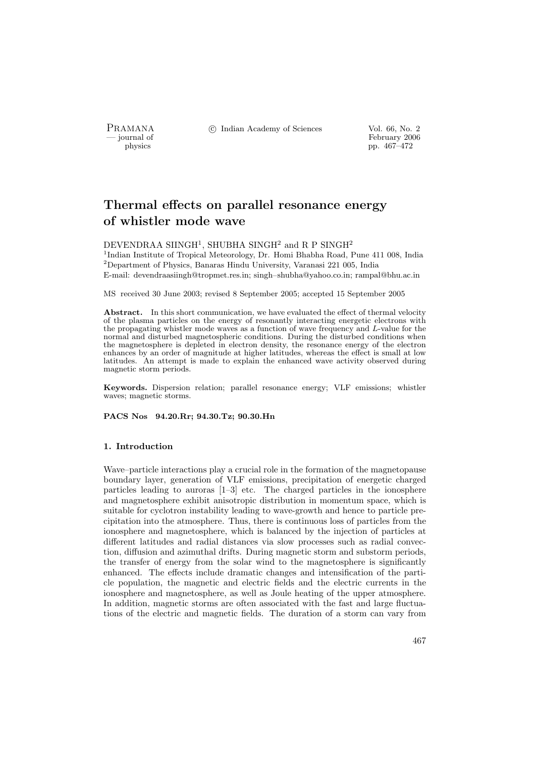# Thermal effects on parallel resonance energy of whistler mode wave

DEVENDRAA SIINGH[1], SHUBHA SINGH[2] and R P SINGH[2]

[1]Indian Institute of Tropical Meteorology, Dr. Homi Bhabha Road, Pune 411 008, India
[2]Department of Physics, Banaras Hindu University, Varanasi 221 005, India
E-mail: devendraasiingh@tropmet.res.in; singh–shubha@yahoo.co.in; rampal@bhu.ac.in

MS received 30 June 2003; revised 8 September 2005; accepted 15 September 2005

**Abstract.** In this short communication, we have evaluated the effect of thermal velocity of the plasma particles on the energy of resonantly interacting energetic electrons with the propagating whistler mode waves as a function of wave frequency and $L$-value for the normal and disturbed magnetospheric conditions. During the disturbed conditions when the magnetosphere is depleted in electron density, the resonance energy of the electron enhances by an order of magnitude at higher latitudes, whereas the effect is small at low latitudes. An attempt is made to explain the enhanced wave activity observed during magnetic storm periods.

**Keywords.** Dispersion relation; parallel resonance energy; VLF emissions; whistler waves; magnetic storms.

**PACS Nos 94.20.Rr; 94.30.Tz; 90.30.Hn**

## 1. Introduction

Wave–particle interactions play a crucial role in the formation of the magnetopause boundary layer, generation of VLF emissions, precipitation of energetic charged particles leading to auroras [1–3] etc. The charged particles in the ionosphere and magnetosphere exhibit anisotropic distribution in momentum space, which is suitable for cyclotron instability leading to wave-growth and hence to particle precipitation into the atmosphere. Thus, there is continuous loss of particles from the ionosphere and magnetosphere, which is balanced by the injection of particles at different latitudes and radial distances via slow processes such as radial convection, diffusion and azimuthal drifts. During magnetic storm and substorm periods, the transfer of energy from the solar wind to the magnetosphere is significantly enhanced. The effects include dramatic changes and intensification of the particle population, the magnetic and electric fields and the electric currents in the ionosphere and magnetosphere, as well as Joule heating of the upper atmosphere. In addition, magnetic storms are often associated with the fast and large fluctuations of the electric and magnetic fields. The duration of a storm can vary from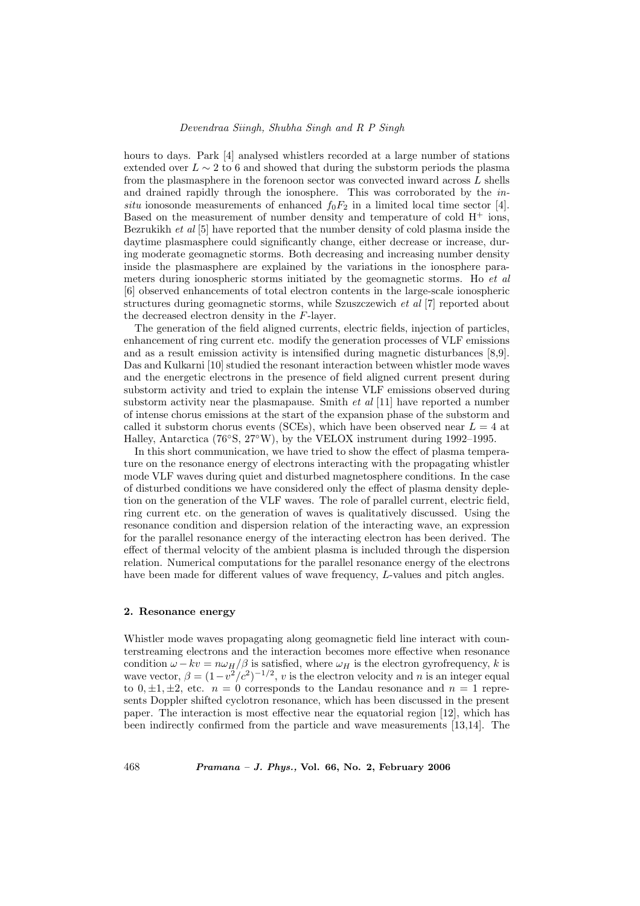hours to days. Park [4] analysed whistlers recorded at a large number of stations extended over $L \sim 2$ to 6 and showed that during the substorm periods the plasma from the plasmasphere in the forenoon sector was convected inward across $L$ shells and drained rapidly through the ionosphere. This was corroborated by the *in-situ* ionosonde measurements of enhanced $f_0F_2$ in a limited local time sector [4]. Based on the measurement of number density and temperature of cold $H^+$ ions, Bezrukikh *et al* [5] have reported that the number density of cold plasma inside the daytime plasmasphere could significantly change, either decrease or increase, during moderate geomagnetic storms. Both decreasing and increasing number density inside the plasmasphere are explained by the variations in the ionosphere parameters during ionospheric storms initiated by the geomagnetic storms. Ho *et al* [6] observed enhancements of total electron contents in the large-scale ionospheric structures during geomagnetic storms, while Szuszczewich *et al* [7] reported about the decreased electron density in the $F$-layer.

The generation of the field aligned currents, electric fields, injection of particles, enhancement of ring current etc. modify the generation processes of VLF emissions and as a result emission activity is intensified during magnetic disturbances [8,9]. Das and Kulkarni [10] studied the resonant interaction between whistler mode waves and the energetic electrons in the presence of field aligned current present during substorm activity and tried to explain the intense VLF emissions observed during substorm activity near the plasmapause. Smith *et al* [11] have reported a number of intense chorus emissions at the start of the expansion phase of the substorm and called it substorm chorus events (SCEs), which have been observed near $L = 4$ at Halley, Antarctica (76°S, 27°W), by the VELOX instrument during 1992–1995.

In this short communication, we have tried to show the effect of plasma temperature on the resonance energy of electrons interacting with the propagating whistler mode VLF waves during quiet and disturbed magnetosphere conditions. In the case of disturbed conditions we have considered only the effect of plasma density depletion on the generation of the VLF waves. The role of parallel current, electric field, ring current etc. on the generation of waves is qualitatively discussed. Using the resonance condition and dispersion relation of the interacting wave, an expression for the parallel resonance energy of the interacting electron has been derived. The effect of thermal velocity of the ambient plasma is included through the dispersion relation. Numerical computations for the parallel resonance energy of the electrons have been made for different values of wave frequency, $L$-values and pitch angles.

## 2. Resonance energy

Whistler mode waves propagating along geomagnetic field line interact with counterstreaming electrons and the interaction becomes more effective when resonance condition $\omega - kv = n\omega_H/\beta$ is satisfied, where $\omega_H$ is the electron gyrofrequency, $k$ is wave vector, $\beta = (1-v^2/c^2)^{-1/2}$, $v$ is the electron velocity and $n$ is an integer equal to $0, \pm1, \pm2$, etc. $n = 0$ corresponds to the Landau resonance and $n = 1$ represents Doppler shifted cyclotron resonance, which has been discussed in the present paper. The interaction is most effective near the equatorial region [12], which has been indirectly confirmed from the particle and wave measurements [13,14]. The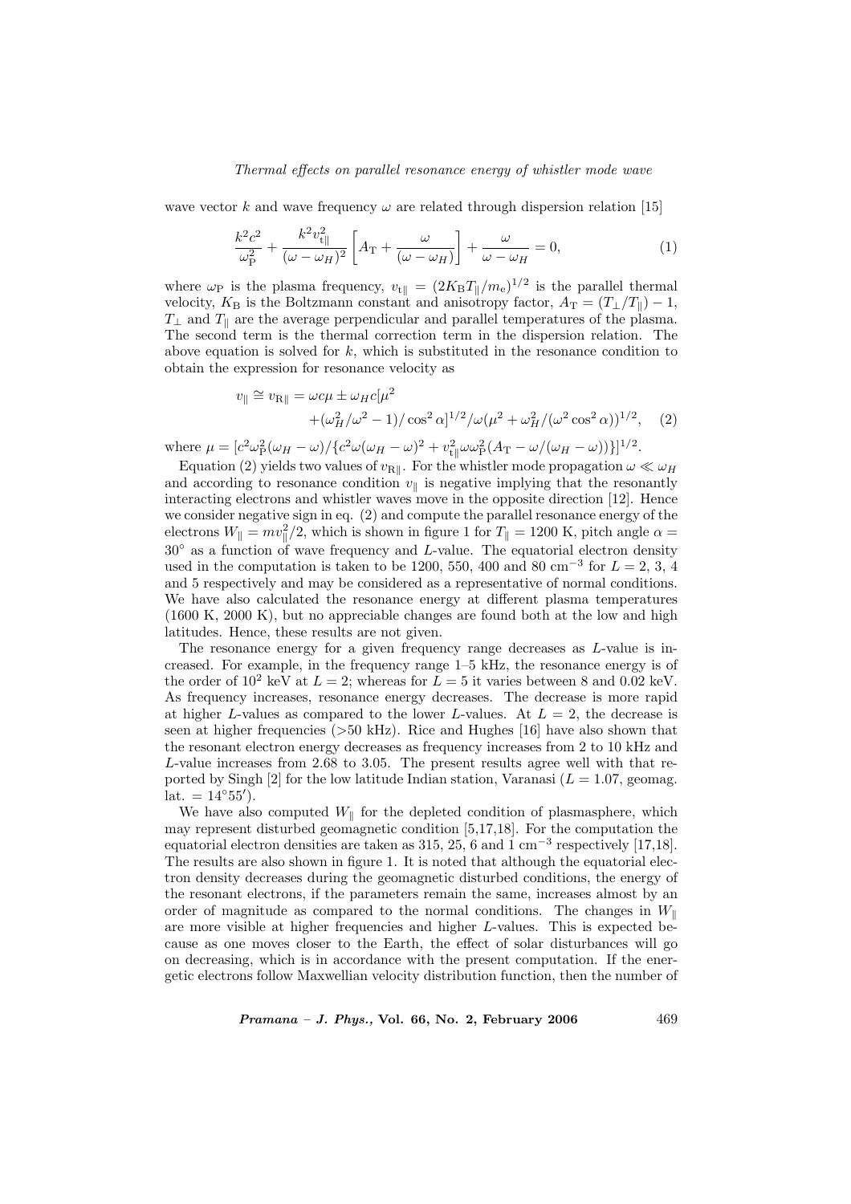wave vector $k$ and wave frequency $\omega$ are related through dispersion relation [15]

$$\frac{k^2c^2}{\omega_{\rm P}^2} + \frac{k^2v_{\rm t\parallel}^2}{(\omega-\omega_H)^2}\left[A_{\rm T} + \frac{\omega}{(\omega-\omega_H)}\right] + \frac{\omega}{\omega-\omega_H} = 0, \tag{1}$$

where $\omega_{\rm P}$ is the plasma frequency, $v_{\rm t\parallel} = (2K_{\rm B}T_\parallel/m_{\rm e})^{1/2}$ is the parallel thermal velocity, $K_{\rm B}$ is the Boltzmann constant and anisotropy factor, $A_{\rm T} = (T_\perp/T_\parallel) - 1$, $T_\perp$ and $T_\parallel$ are the average perpendicular and parallel temperatures of the plasma. The second term is the thermal correction term in the dispersion relation. The above equation is solved for $k$, which is substituted in the resonance condition to obtain the expression for resonance velocity as

$$\begin{aligned} v_\parallel \cong v_{\rm R\parallel} = \omega c\mu \pm \omega_H c[\mu^2 \\ +(\omega_H^2/\omega^2 - 1)/\cos^2\alpha]^{1/2}/\omega(\mu^2 + \omega_H^2/(\omega^2\cos^2\alpha))^{1/2}, \end{aligned} \tag{2}$$

where $\mu = [c^2\omega_{\rm P}^2(\omega_H - \omega)/\{c^2\omega(\omega_H-\omega)^2 + v_{\rm t\parallel}^2\omega\omega_{\rm P}^2(A_{\rm T} - \omega/(\omega_H - \omega))\}]^{1/2}$.

Equation (2) yields two values of $v_{\rm R\parallel}$. For the whistler mode propagation $\omega \ll \omega_H$ and according to resonance condition $v_\parallel$ is negative implying that the resonantly interacting electrons and whistler waves move in the opposite direction [12]. Hence we consider negative sign in eq. (2) and compute the parallel resonance energy of the electrons $W_\parallel = mv_\parallel^2/2$, which is shown in figure 1 for $T_\parallel = 1200$ K, pitch angle $\alpha = 30^\circ$ as a function of wave frequency and $L$-value. The equatorial electron density used in the computation is taken to be 1200, 550, 400 and 80 cm$^{-3}$ for $L = 2$, 3, 4 and 5 respectively and may be considered as a representative of normal conditions. We have also calculated the resonance energy at different plasma temperatures (1600 K, 2000 K), but no appreciable changes are found both at the low and high latitudes. Hence, these results are not given.

The resonance energy for a given frequency range decreases as $L$-value is increased. For example, in the frequency range 1–5 kHz, the resonance energy is of the order of $10^2$ keV at $L = 2$; whereas for $L = 5$ it varies between 8 and 0.02 keV. As frequency increases, resonance energy decreases. The decrease is more rapid at higher $L$-values as compared to the lower $L$-values. At $L = 2$, the decrease is seen at higher frequencies (>50 kHz). Rice and Hughes [16] have also shown that the resonant electron energy decreases as frequency increases from 2 to 10 kHz and $L$-value increases from 2.68 to 3.05. The present results agree well with that reported by Singh [2] for the low latitude Indian station, Varanasi ($L = 1.07$, geomag. lat. $= 14^\circ 55'$).

We have also computed $W_\parallel$ for the depleted condition of plasmasphere, which may represent disturbed geomagnetic condition [5,17,18]. For the computation the equatorial electron densities are taken as 315, 25, 6 and 1 cm$^{-3}$ respectively [17,18]. The results are also shown in figure 1. It is noted that although the equatorial electron density decreases during the geomagnetic disturbed conditions, the energy of the resonant electrons, if the parameters remain the same, increases almost by an order of magnitude as compared to the normal conditions. The changes in $W_\parallel$ are more visible at higher frequencies and higher $L$-values. This is expected because as one moves closer to the Earth, the effect of solar disturbances will go on decreasing, which is in accordance with the present computation. If the energetic electrons follow Maxwellian velocity distribution function, then the number of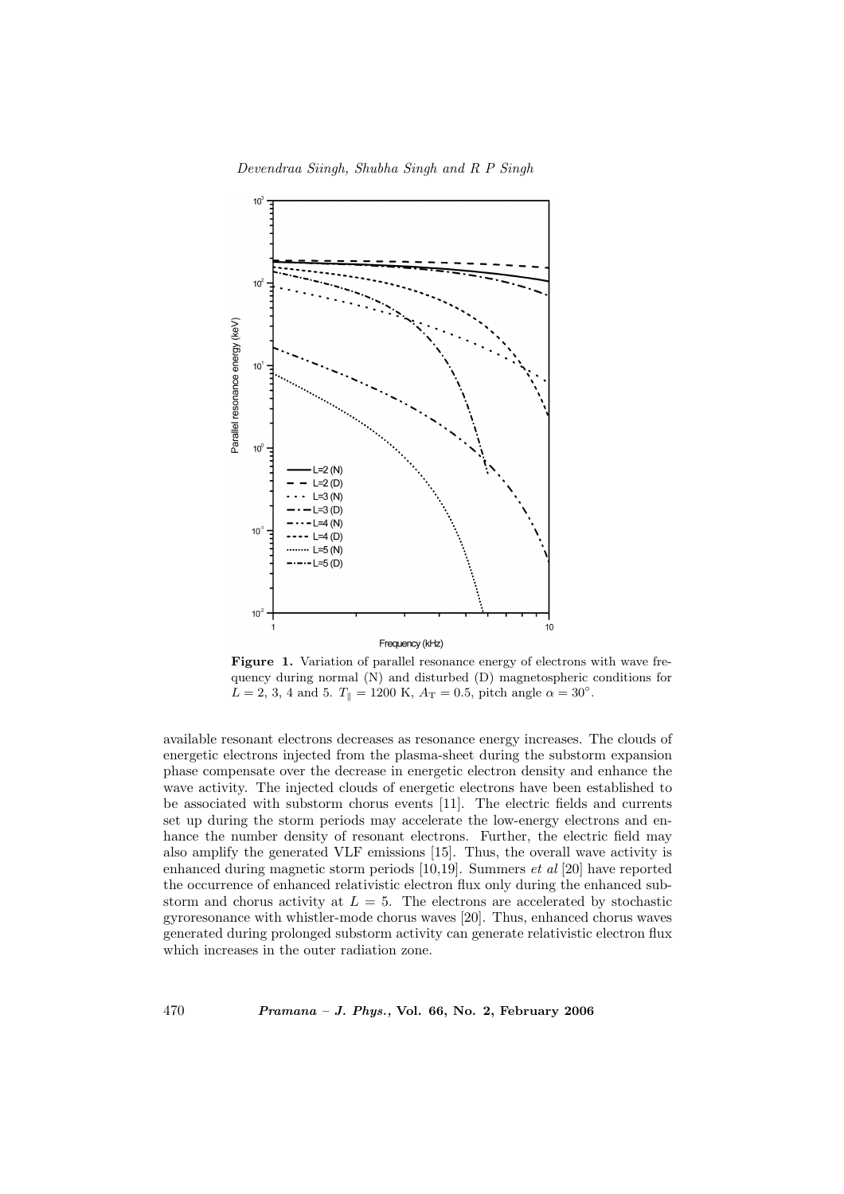**Figure 1.** Variation of parallel resonance energy of electrons with wave frequency during normal (N) and disturbed (D) magnetospheric conditions for $L = 2$, 3, 4 and 5. $T_{\parallel} = 1200$ K, $A_{\mathrm{T}} = 0.5$, pitch angle $\alpha = 30^{\circ}$.

available resonant electrons decreases as resonance energy increases. The clouds of energetic electrons injected from the plasma-sheet during the substorm expansion phase compensate over the decrease in energetic electron density and enhance the wave activity. The injected clouds of energetic electrons have been established to be associated with substorm chorus events [11]. The electric fields and currents set up during the storm periods may accelerate the low-energy electrons and enhance the number density of resonant electrons. Further, the electric field may also amplify the generated VLF emissions [15]. Thus, the overall wave activity is enhanced during magnetic storm periods [10,19]. Summers *et al* [20] have reported the occurrence of enhanced relativistic electron flux only during the enhanced substorm and chorus activity at $L = 5$. The electrons are accelerated by stochastic gyroresonance with whistler-mode chorus waves [20]. Thus, enhanced chorus waves generated during prolonged substorm activity can generate relativistic electron flux which increases in the outer radiation zone.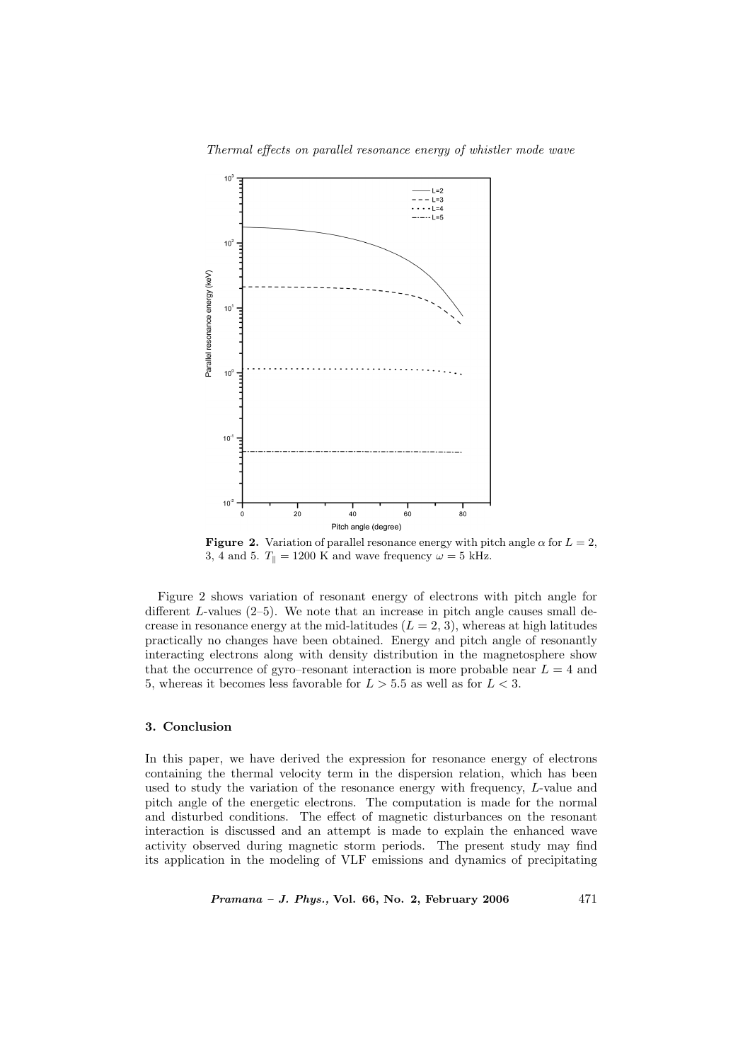**Figure 2.** Variation of parallel resonance energy with pitch angle $\alpha$ for $L = 2$, 3, 4 and 5. $T_{\|} = 1200$ K and wave frequency $\omega = 5$ kHz.

Figure 2 shows variation of resonant energy of electrons with pitch angle for different $L$-values (2–5). We note that an increase in pitch angle causes small decrease in resonance energy at the mid-latitudes ($L = 2, 3$), whereas at high latitudes practically no changes have been obtained. Energy and pitch angle of resonantly interacting electrons along with density distribution in the magnetosphere show that the occurrence of gyro–resonant interaction is more probable near $L = 4$ and 5, whereas it becomes less favorable for $L > 5.5$ as well as for $L < 3$.

## 3. Conclusion

In this paper, we have derived the expression for resonance energy of electrons containing the thermal velocity term in the dispersion relation, which has been used to study the variation of the resonance energy with frequency, $L$-value and pitch angle of the energetic electrons. The computation is made for the normal and disturbed conditions. The effect of magnetic disturbances on the resonant interaction is discussed and an attempt is made to explain the enhanced wave activity observed during magnetic storm periods. The present study may find its application in the modeling of VLF emissions and dynamics of precipitating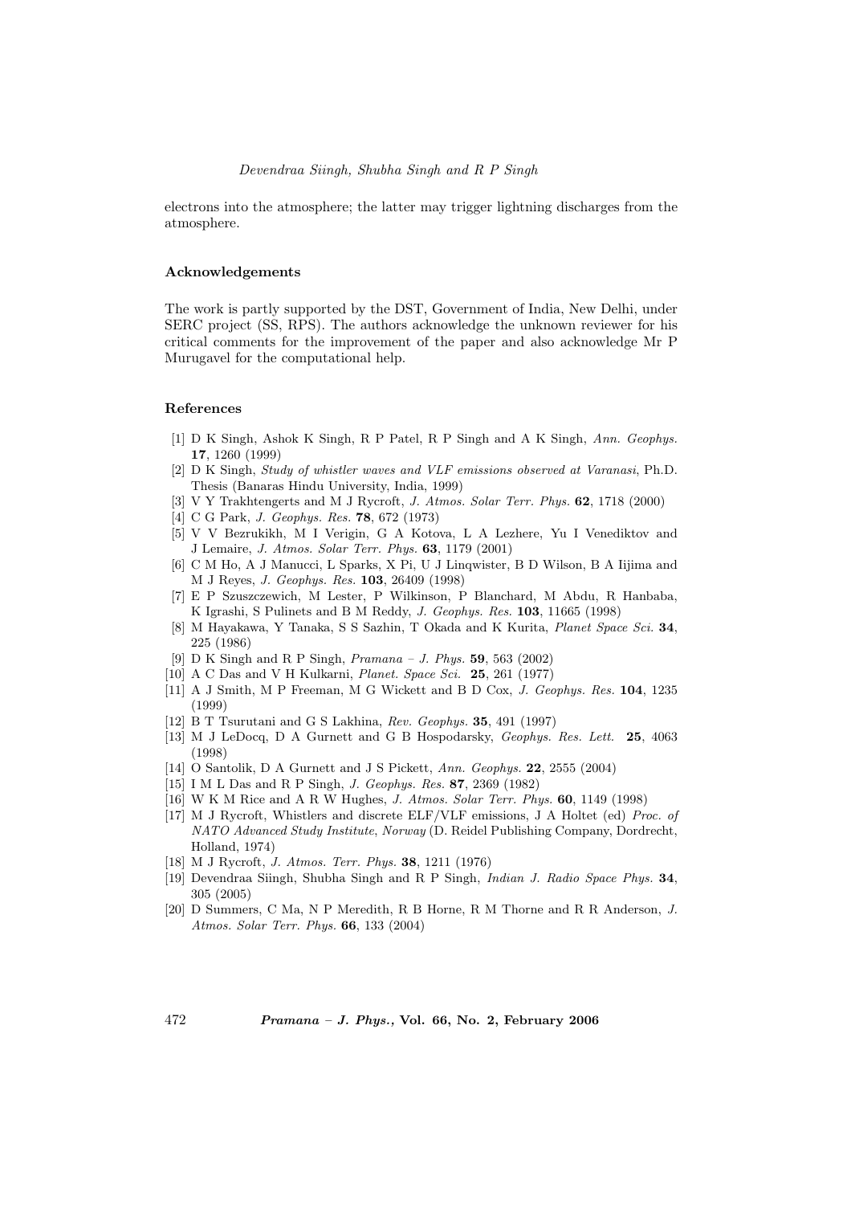electrons into the atmosphere; the latter may trigger lightning discharges from the atmosphere.

### Acknowledgements

The work is partly supported by the DST, Government of India, New Delhi, under SERC project (SS, RPS). The authors acknowledge the unknown reviewer for his critical comments for the improvement of the paper and also acknowledge Mr P Murugavel for the computational help.

### References

[1] D K Singh, Ashok K Singh, R P Patel, R P Singh and A K Singh, *Ann. Geophys.* **17**, 1260 (1999)

[2] D K Singh, *Study of whistler waves and VLF emissions observed at Varanasi*, Ph.D. Thesis (Banaras Hindu University, India, 1999)

[3] V Y Trakhtengerts and M J Rycroft, *J. Atmos. Solar Terr. Phys.* **62**, 1718 (2000)

[4] C G Park, *J. Geophys. Res.* **78**, 672 (1973)

[5] V V Bezrukikh, M I Verigin, G A Kotova, L A Lezhere, Yu I Venediktov and J Lemaire, *J. Atmos. Solar Terr. Phys.* **63**, 1179 (2001)

[6] C M Ho, A J Manucci, L Sparks, X Pi, U J Linqwister, B D Wilson, B A Iijima and M J Reyes, *J. Geophys. Res.* **103**, 26409 (1998)

[7] E P Szuszczewich, M Lester, P Wilkinson, P Blanchard, M Abdu, R Hanbaba, K Igrashi, S Pulinets and B M Reddy, *J. Geophys. Res.* **103**, 11665 (1998)

[8] M Hayakawa, Y Tanaka, S S Sazhin, T Okada and K Kurita, *Planet Space Sci.* **34**, 225 (1986)

[9] D K Singh and R P Singh, *Pramana – J. Phys.* **59**, 563 (2002)

[10] A C Das and V H Kulkarni, *Planet. Space Sci.* **25**, 261 (1977)

[11] A J Smith, M P Freeman, M G Wickett and B D Cox, *J. Geophys. Res.* **104**, 1235 (1999)

[12] B T Tsurutani and G S Lakhina, *Rev. Geophys.* **35**, 491 (1997)

[13] M J LeDocq, D A Gurnett and G B Hospodarsky, *Geophys. Res. Lett.* **25**, 4063 (1998)

[14] O Santolik, D A Gurnett and J S Pickett, *Ann. Geophys.* **22**, 2555 (2004)

[15] I M L Das and R P Singh, *J. Geophys. Res.* **87**, 2369 (1982)

[16] W K M Rice and A R W Hughes, *J. Atmos. Solar Terr. Phys.* **60**, 1149 (1998)

[17] M J Rycroft, Whistlers and discrete ELF/VLF emissions, J A Holtet (ed) *Proc. of NATO Advanced Study Institute*, *Norway* (D. Reidel Publishing Company, Dordrecht, Holland, 1974)

[18] M J Rycroft, *J. Atmos. Terr. Phys.* **38**, 1211 (1976)

[19] Devendraa Siingh, Shubha Singh and R P Singh, *Indian J. Radio Space Phys.* **34**, 305 (2005)

[20] D Summers, C Ma, N P Meredith, R B Horne, R M Thorne and R R Anderson, *J. Atmos. Solar Terr. Phys.* **66**, 133 (2004)